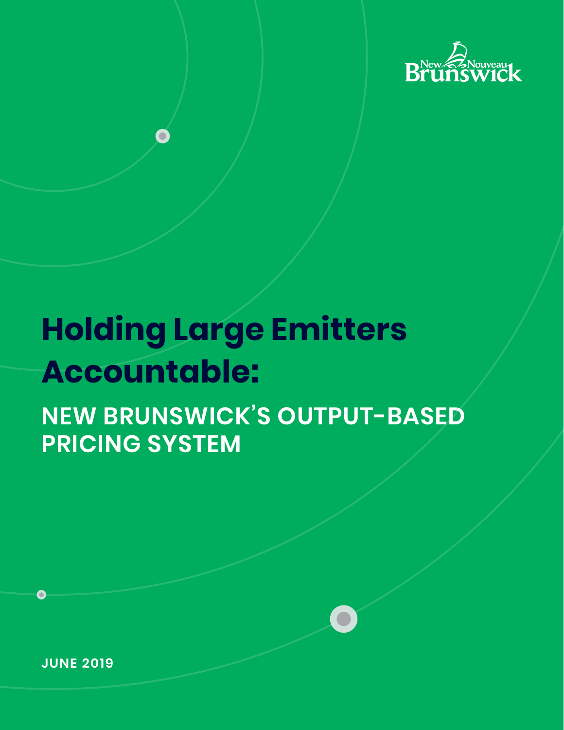New Nouveau Brunswick

# Holding Large Emitters Accountable:

## NEW BRUNSWICK'S OUTPUT-BASED PRICING SYSTEM

JUNE 2019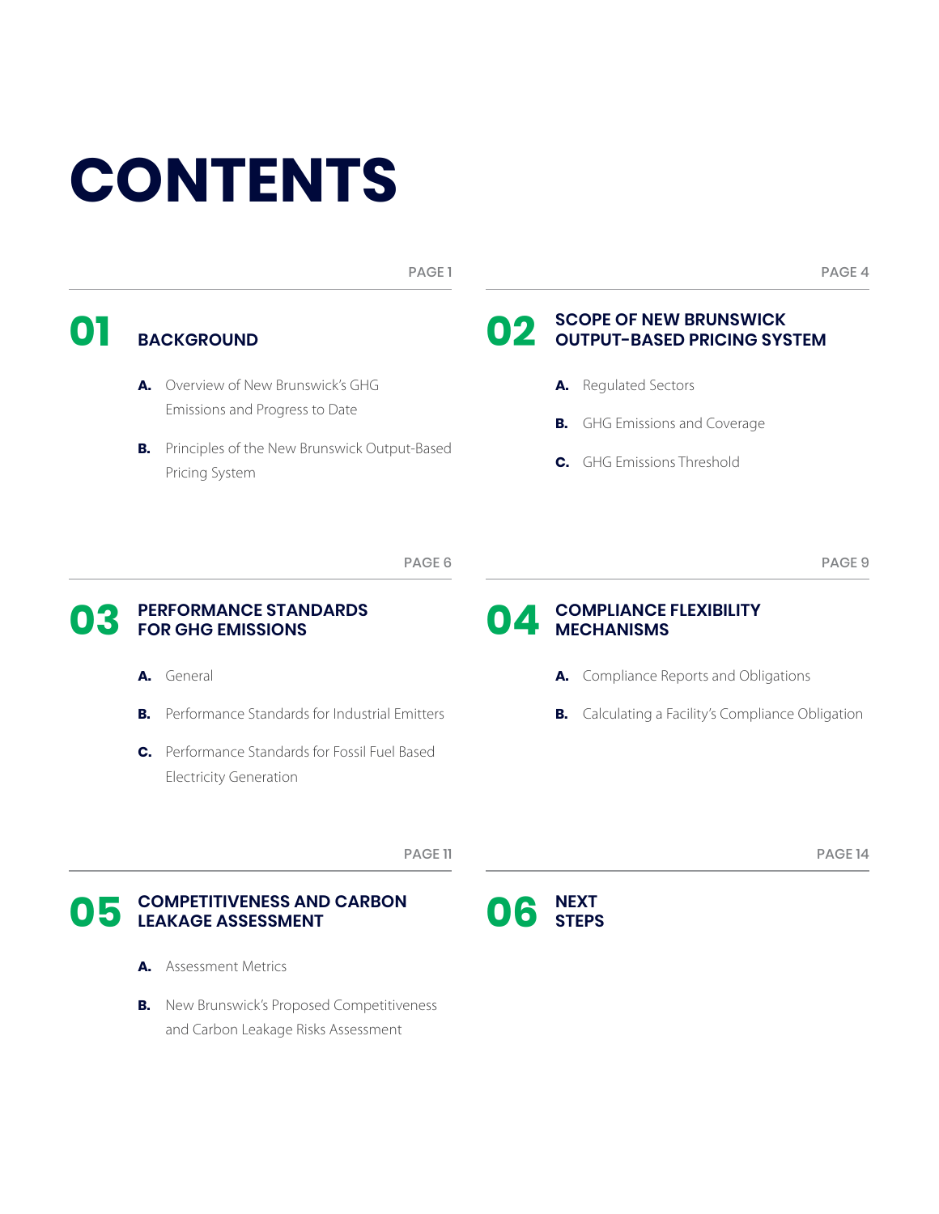# CONTENTS

PAGE 1

## 01 BACKGROUND

**A.** Overview of New Brunswick's GHG Emissions and Progress to Date

**B.** Principles of the New Brunswick Output-Based Pricing System

PAGE 4

## 02 SCOPE OF NEW BRUNSWICK OUTPUT-BASED PRICING SYSTEM

**A.** Regulated Sectors

**B.** GHG Emissions and Coverage

**C.** GHG Emissions Threshold

PAGE 6

## 03 PERFORMANCE STANDARDS FOR GHG EMISSIONS

**A.** General

**B.** Performance Standards for Industrial Emitters

**C.** Performance Standards for Fossil Fuel Based Electricity Generation

PAGE 9

## 04 COMPLIANCE FLEXIBILITY MECHANISMS

**A.** Compliance Reports and Obligations

**B.** Calculating a Facility's Compliance Obligation

PAGE 11

## 05 COMPETITIVENESS AND CARBON LEAKAGE ASSESSMENT

**A.** Assessment Metrics

**B.** New Brunswick's Proposed Competitiveness and Carbon Leakage Risks Assessment

PAGE 14

## 06 NEXT STEPS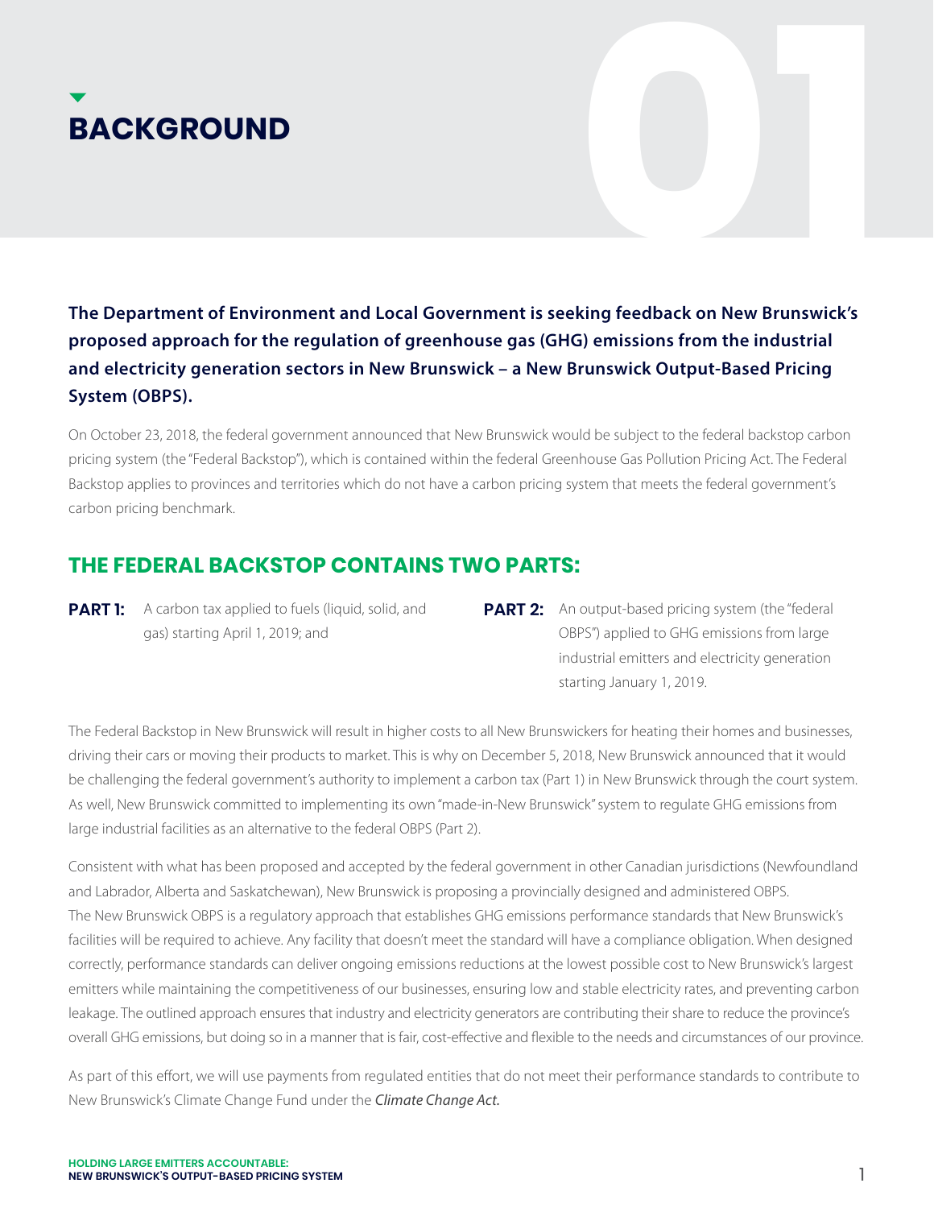# BACKGROUND

**The Department of Environment and Local Government is seeking feedback on New Brunswick's proposed approach for the regulation of greenhouse gas (GHG) emissions from the industrial and electricity generation sectors in New Brunswick – a New Brunswick Output-Based Pricing System (OBPS).**

On October 23, 2018, the federal government announced that New Brunswick would be subject to the federal backstop carbon pricing system (the "Federal Backstop"), which is contained within the federal Greenhouse Gas Pollution Pricing Act. The Federal Backstop applies to provinces and territories which do not have a carbon pricing system that meets the federal government's carbon pricing benchmark.

## THE FEDERAL BACKSTOP CONTAINS TWO PARTS:

**PART 1:** A carbon tax applied to fuels (liquid, solid, and gas) starting April 1, 2019; and

**PART 2:** An output-based pricing system (the "federal OBPS") applied to GHG emissions from large industrial emitters and electricity generation starting January 1, 2019.

The Federal Backstop in New Brunswick will result in higher costs to all New Brunswickers for heating their homes and businesses, driving their cars or moving their products to market. This is why on December 5, 2018, New Brunswick announced that it would be challenging the federal government's authority to implement a carbon tax (Part 1) in New Brunswick through the court system. As well, New Brunswick committed to implementing its own "made-in-New Brunswick" system to regulate GHG emissions from large industrial facilities as an alternative to the federal OBPS (Part 2).

Consistent with what has been proposed and accepted by the federal government in other Canadian jurisdictions (Newfoundland and Labrador, Alberta and Saskatchewan), New Brunswick is proposing a provincially designed and administered OBPS. The New Brunswick OBPS is a regulatory approach that establishes GHG emissions performance standards that New Brunswick's facilities will be required to achieve. Any facility that doesn't meet the standard will have a compliance obligation. When designed correctly, performance standards can deliver ongoing emissions reductions at the lowest possible cost to New Brunswick's largest emitters while maintaining the competitiveness of our businesses, ensuring low and stable electricity rates, and preventing carbon leakage. The outlined approach ensures that industry and electricity generators are contributing their share to reduce the province's overall GHG emissions, but doing so in a manner that is fair, cost-effective and flexible to the needs and circumstances of our province.

As part of this effort, we will use payments from regulated entities that do not meet their performance standards to contribute to New Brunswick's Climate Change Fund under the *Climate Change Act.*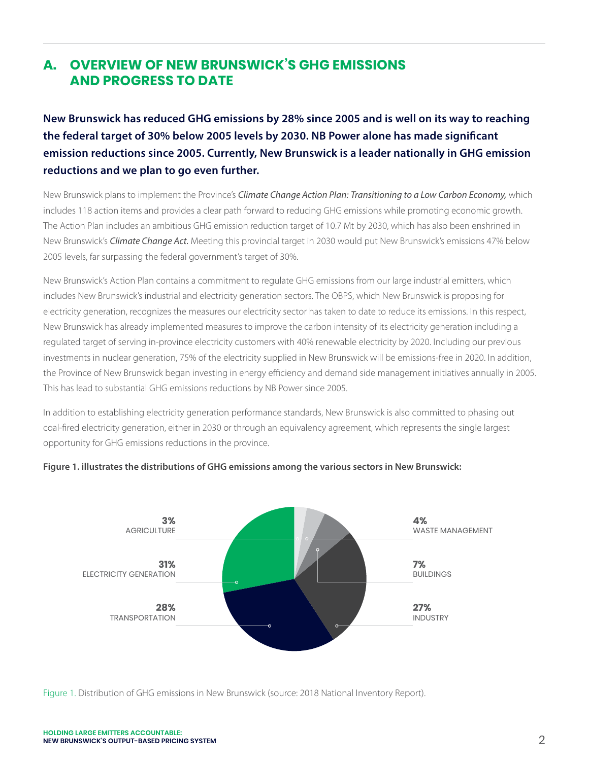## A. OVERVIEW OF NEW BRUNSWICK'S GHG EMISSIONS AND PROGRESS TO DATE

**New Brunswick has reduced GHG emissions by 28% since 2005 and is well on its way to reaching the federal target of 30% below 2005 levels by 2030. NB Power alone has made significant emission reductions since 2005. Currently, New Brunswick is a leader nationally in GHG emission reductions and we plan to go even further.**

New Brunswick plans to implement the Province's *Climate Change Action Plan: Transitioning to a Low Carbon Economy,* which includes 118 action items and provides a clear path forward to reducing GHG emissions while promoting economic growth. The Action Plan includes an ambitious GHG emission reduction target of 10.7 Mt by 2030, which has also been enshrined in New Brunswick's ***Climate Change Act.*** Meeting this provincial target in 2030 would put New Brunswick's emissions 47% below 2005 levels, far surpassing the federal government's target of 30%.

New Brunswick's Action Plan contains a commitment to regulate GHG emissions from our large industrial emitters, which includes New Brunswick's industrial and electricity generation sectors. The OBPS, which New Brunswick is proposing for electricity generation, recognizes the measures our electricity sector has taken to date to reduce its emissions. In this respect, New Brunswick has already implemented measures to improve the carbon intensity of its electricity generation including a regulated target of serving in-province electricity customers with 40% renewable electricity by 2020. Including our previous investments in nuclear generation, 75% of the electricity supplied in New Brunswick will be emissions-free in 2020. In addition, the Province of New Brunswick began investing in energy efficiency and demand side management initiatives annually in 2005. This has lead to substantial GHG emissions reductions by NB Power since 2005.

In addition to establishing electricity generation performance standards, New Brunswick is also committed to phasing out coal-fired electricity generation, either in 2030 or through an equivalency agreement, which represents the single largest opportunity for GHG emissions reductions in the province.

**Figure 1. illustrates the distributions of GHG emissions among the various sectors in New Brunswick:**

| Sector | Share |
|---|---|
| Agriculture | 3% |
| Electricity Generation | 31% |
| Transportation | 28% |
| Waste Management | 4% |
| Buildings | 7% |
| Industry | 27% |

Figure 1. Distribution of GHG emissions in New Brunswick (source: 2018 National Inventory Report).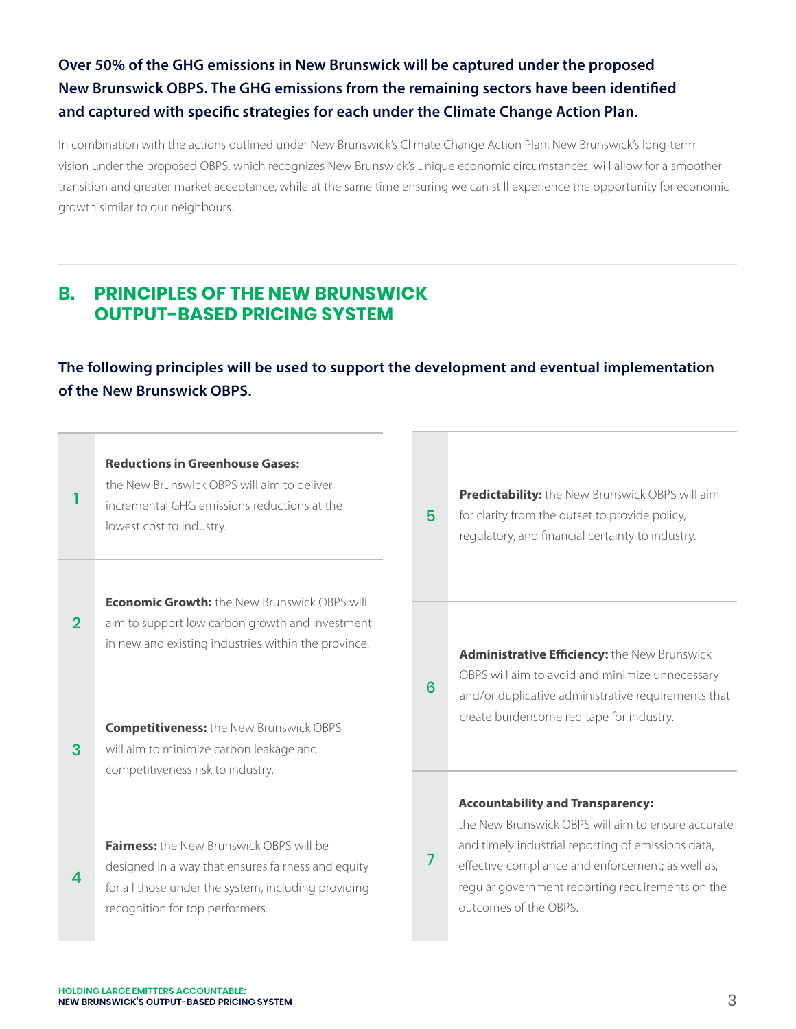**Over 50% of the GHG emissions in New Brunswick will be captured under the proposed New Brunswick OBPS. The GHG emissions from the remaining sectors have been identified and captured with specific strategies for each under the Climate Change Action Plan.**

In combination with the actions outlined under New Brunswick's Climate Change Action Plan, New Brunswick's long-term vision under the proposed OBPS, which recognizes New Brunswick's unique economic circumstances, will allow for a smoother transition and greater market acceptance, while at the same time ensuring we can still experience the opportunity for economic growth similar to our neighbours.

## B. PRINCIPLES OF THE NEW BRUNSWICK OUTPUT-BASED PRICING SYSTEM

**The following principles will be used to support the development and eventual implementation of the New Brunswick OBPS.**

1. **Reductions in Greenhouse Gases:** the New Brunswick OBPS will aim to deliver incremental GHG emissions reductions at the lowest cost to industry.
2. **Economic Growth:** the New Brunswick OBPS will aim to support low carbon growth and investment in new and existing industries within the province.
3. **Competitiveness:** the New Brunswick OBPS will aim to minimize carbon leakage and competitiveness risk to industry.
4. **Fairness:** the New Brunswick OBPS will be designed in a way that ensures fairness and equity for all those under the system, including providing recognition for top performers.
5. **Predictability:** the New Brunswick OBPS will aim for clarity from the outset to provide policy, regulatory, and financial certainty to industry.
6. **Administrative Efficiency:** the New Brunswick OBPS will aim to avoid and minimize unnecessary and/or duplicative administrative requirements that create burdensome red tape for industry.
7. **Accountability and Transparency:** the New Brunswick OBPS will aim to ensure accurate and timely industrial reporting of emissions data, effective compliance and enforcement; as well as, regular government reporting requirements on the outcomes of the OBPS.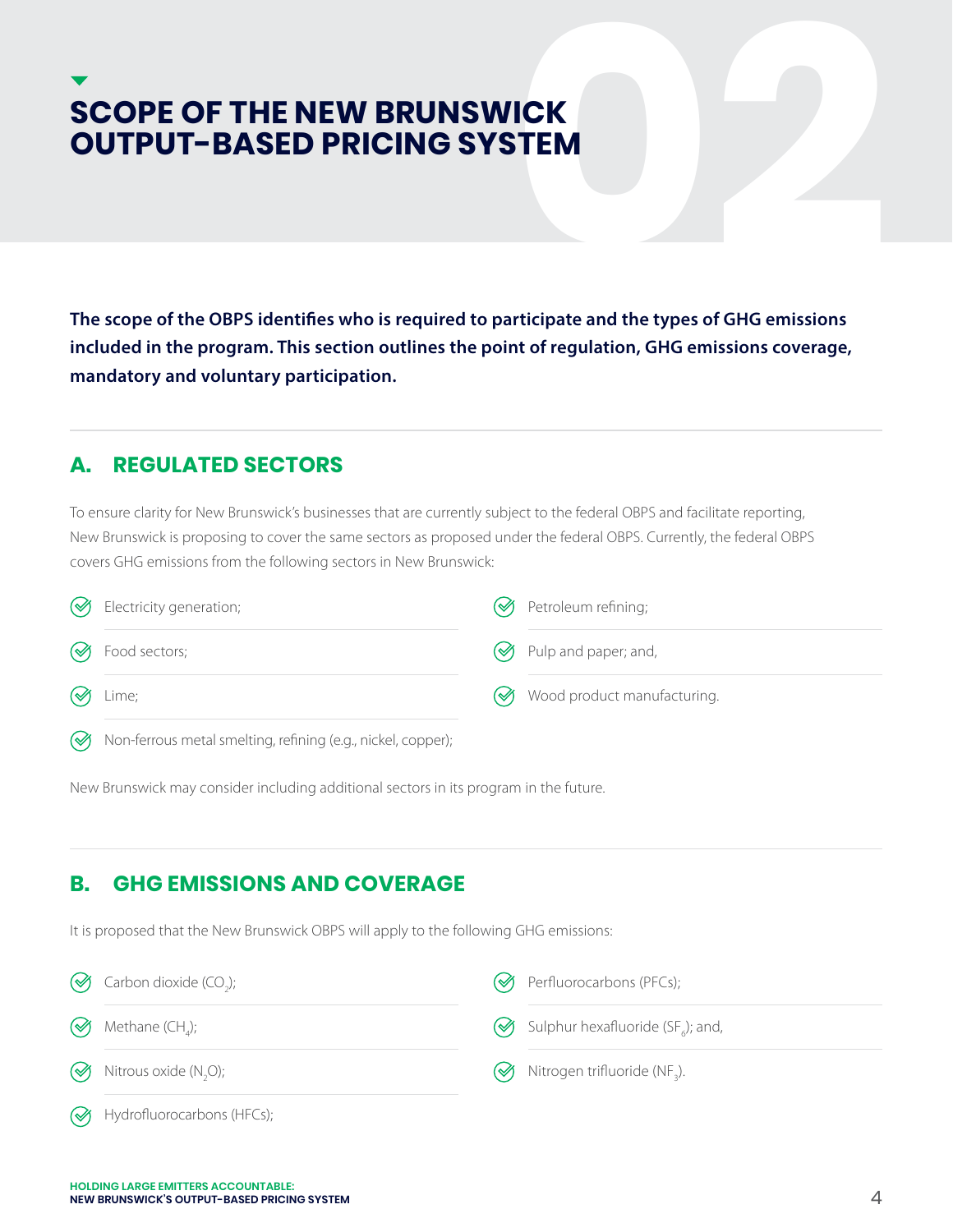# SCOPE OF THE NEW BRUNSWICK OUTPUT-BASED PRICING SYSTEM

**The scope of the OBPS identifies who is required to participate and the types of GHG emissions included in the program. This section outlines the point of regulation, GHG emissions coverage, mandatory and voluntary participation.**

## A. REGULATED SECTORS

To ensure clarity for New Brunswick's businesses that are currently subject to the federal OBPS and facilitate reporting, New Brunswick is proposing to cover the same sectors as proposed under the federal OBPS. Currently, the federal OBPS covers GHG emissions from the following sectors in New Brunswick:

- Electricity generation;
- Food sectors;
- Lime;
- Non-ferrous metal smelting, refining (e.g., nickel, copper);
- Petroleum refining;
- Pulp and paper; and,
- Wood product manufacturing.

New Brunswick may consider including additional sectors in its program in the future.

## B. GHG EMISSIONS AND COVERAGE

It is proposed that the New Brunswick OBPS will apply to the following GHG emissions:

- Carbon dioxide ($CO_2$);
- Methane ($CH_4$);
- Nitrous oxide ($N_2O$);
- Hydrofluorocarbons (HFCs);
- Perfluorocarbons (PFCs);
- Sulphur hexafluoride ($SF_6$); and,
- Nitrogen trifluoride ($NF_3$).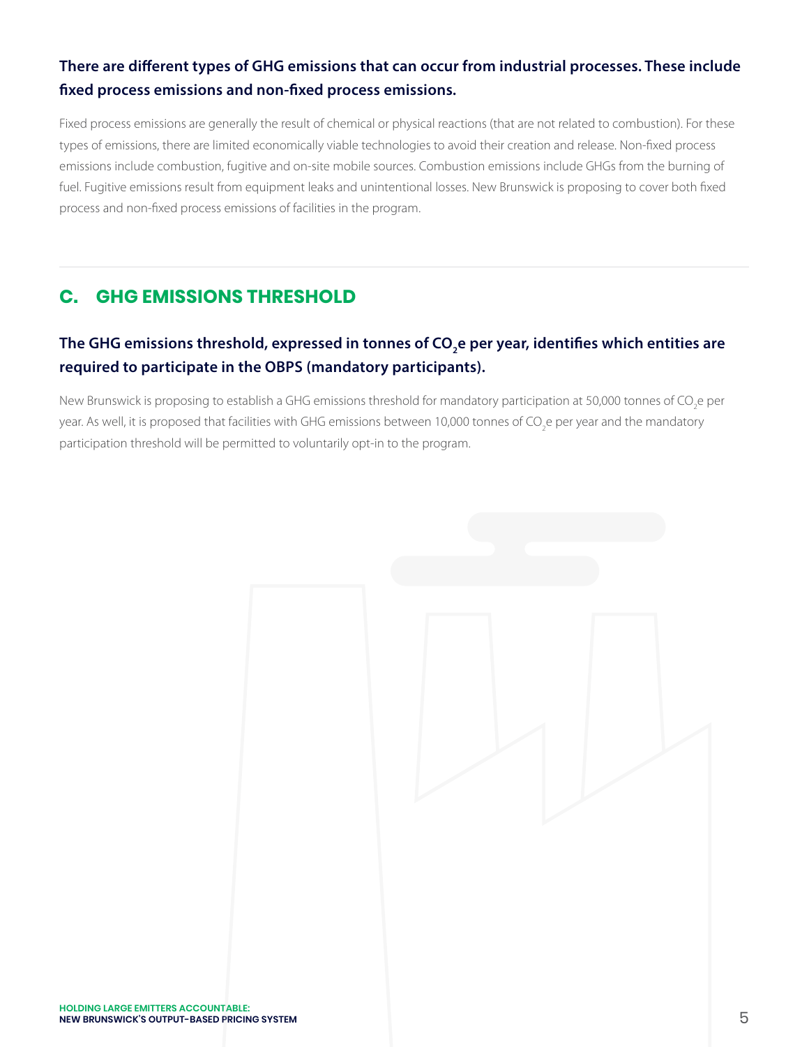**There are different types of GHG emissions that can occur from industrial processes. These include fixed process emissions and non-fixed process emissions.**

Fixed process emissions are generally the result of chemical or physical reactions (that are not related to combustion). For these types of emissions, there are limited economically viable technologies to avoid their creation and release. Non-fixed process emissions include combustion, fugitive and on-site mobile sources. Combustion emissions include GHGs from the burning of fuel. Fugitive emissions result from equipment leaks and unintentional losses. New Brunswick is proposing to cover both fixed process and non-fixed process emissions of facilities in the program.

## C. GHG EMISSIONS THRESHOLD

**The GHG emissions threshold, expressed in tonnes of $CO_2$e per year, identifies which entities are required to participate in the OBPS (mandatory participants).**

New Brunswick is proposing to establish a GHG emissions threshold for mandatory participation at 50,000 tonnes of $CO_2$e per year. As well, it is proposed that facilities with GHG emissions between 10,000 tonnes of $CO_2$e per year and the mandatory participation threshold will be permitted to voluntarily opt-in to the program.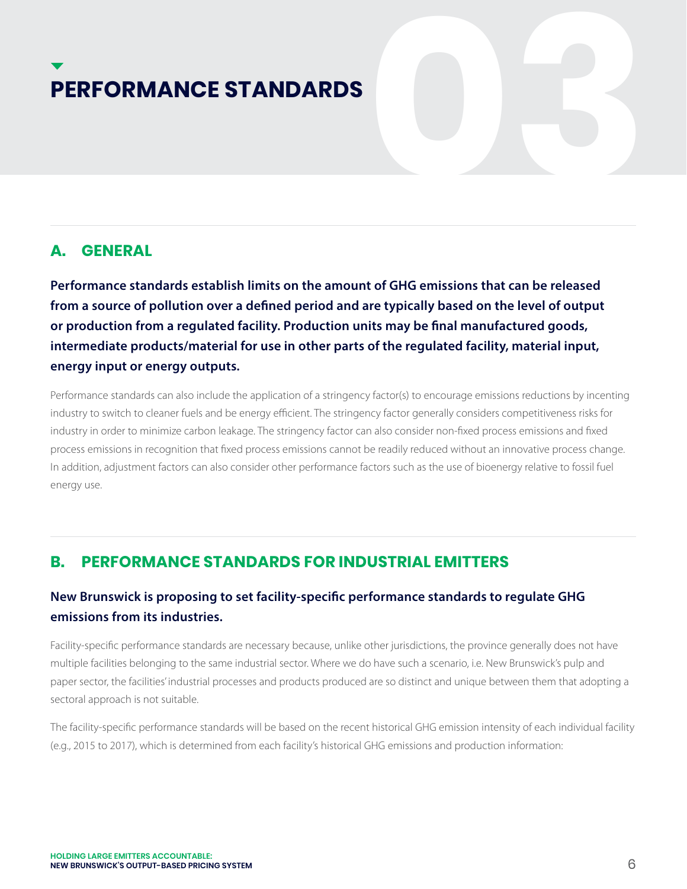# PERFORMANCE STANDARDS

## A. GENERAL

**Performance standards establish limits on the amount of GHG emissions that can be released from a source of pollution over a defined period and are typically based on the level of output or production from a regulated facility. Production units may be final manufactured goods, intermediate products/material for use in other parts of the regulated facility, material input, energy input or energy outputs.**

Performance standards can also include the application of a stringency factor(s) to encourage emissions reductions by incenting industry to switch to cleaner fuels and be energy efficient. The stringency factor generally considers competitiveness risks for industry in order to minimize carbon leakage. The stringency factor can also consider non-fixed process emissions and fixed process emissions in recognition that fixed process emissions cannot be readily reduced without an innovative process change. In addition, adjustment factors can also consider other performance factors such as the use of bioenergy relative to fossil fuel energy use.

## B. PERFORMANCE STANDARDS FOR INDUSTRIAL EMITTERS

**New Brunswick is proposing to set facility-specific performance standards to regulate GHG emissions from its industries.**

Facility-specific performance standards are necessary because, unlike other jurisdictions, the province generally does not have multiple facilities belonging to the same industrial sector. Where we do have such a scenario, i.e. New Brunswick's pulp and paper sector, the facilities' industrial processes and products produced are so distinct and unique between them that adopting a sectoral approach is not suitable.

The facility-specific performance standards will be based on the recent historical GHG emission intensity of each individual facility (e.g., 2015 to 2017), which is determined from each facility's historical GHG emissions and production information: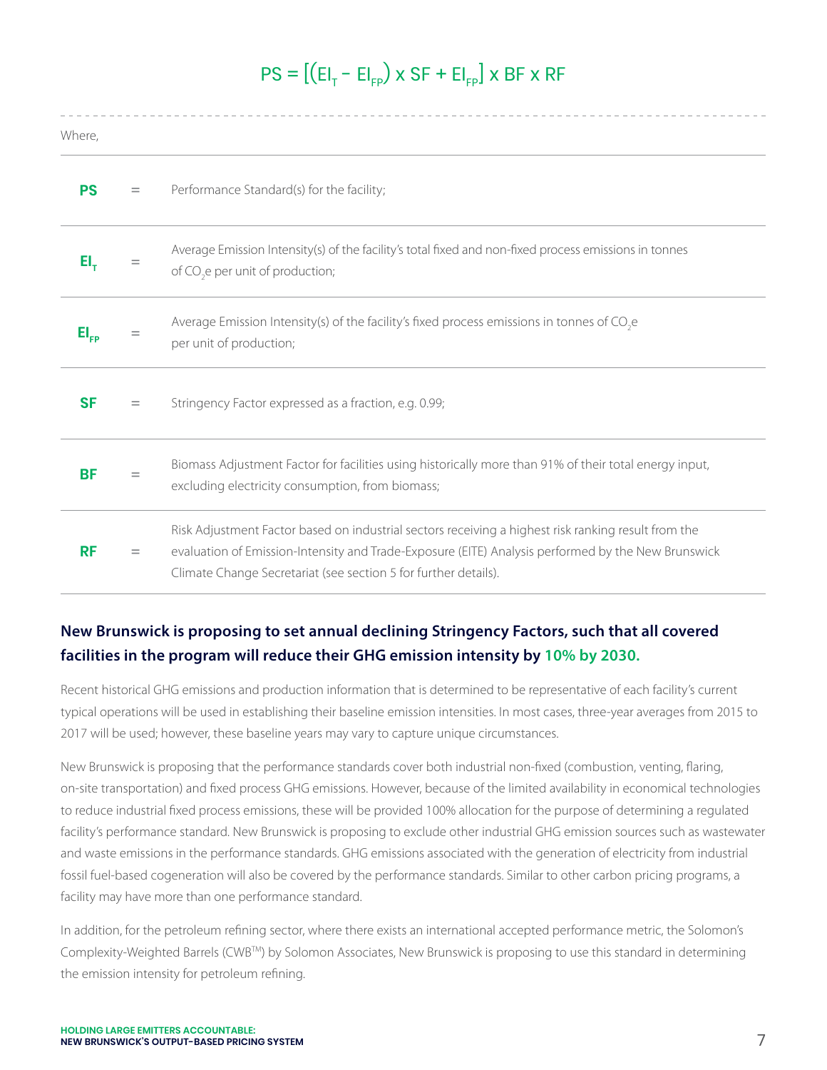$$PS = [(EI_T - EI_{FP}) \times SF + EI_{FP}] \times BF \times RF$$

Where,

| | | |
|---|---|---|
| **PS** | = | Performance Standard(s) for the facility; |
| **$EI_T$** | = | Average Emission Intensity(s) of the facility's total fixed and non-fixed process emissions in tonnes of $CO_2$e per unit of production; |
| **$EI_{FP}$** | = | Average Emission Intensity(s) of the facility's fixed process emissions in tonnes of $CO_2$e per unit of production; |
| **SF** | = | Stringency Factor expressed as a fraction, e.g. 0.99; |
| **BF** | = | Biomass Adjustment Factor for facilities using historically more than 91% of their total energy input, excluding electricity consumption, from biomass; |
| **RF** | = | Risk Adjustment Factor based on industrial sectors receiving a highest risk ranking result from the evaluation of Emission-Intensity and Trade-Exposure (EITE) Analysis performed by the New Brunswick Climate Change Secretariat (see section 5 for further details). |

**New Brunswick is proposing to set annual declining Stringency Factors, such that all covered facilities in the program will reduce their GHG emission intensity by 10% by 2030.**

Recent historical GHG emissions and production information that is determined to be representative of each facility's current typical operations will be used in establishing their baseline emission intensities. In most cases, three-year averages from 2015 to 2017 will be used; however, these baseline years may vary to capture unique circumstances.

New Brunswick is proposing that the performance standards cover both industrial non-fixed (combustion, venting, flaring, on-site transportation) and fixed process GHG emissions. However, because of the limited availability in economical technologies to reduce industrial fixed process emissions, these will be provided 100% allocation for the purpose of determining a regulated facility's performance standard. New Brunswick is proposing to exclude other industrial GHG emission sources such as wastewater and waste emissions in the performance standards. GHG emissions associated with the generation of electricity from industrial fossil fuel-based cogeneration will also be covered by the performance standards. Similar to other carbon pricing programs, a facility may have more than one performance standard.

In addition, for the petroleum refining sector, where there exists an international accepted performance metric, the Solomon's Complexity-Weighted Barrels (CWB™) by Solomon Associates, New Brunswick is proposing to use this standard in determining the emission intensity for petroleum refining.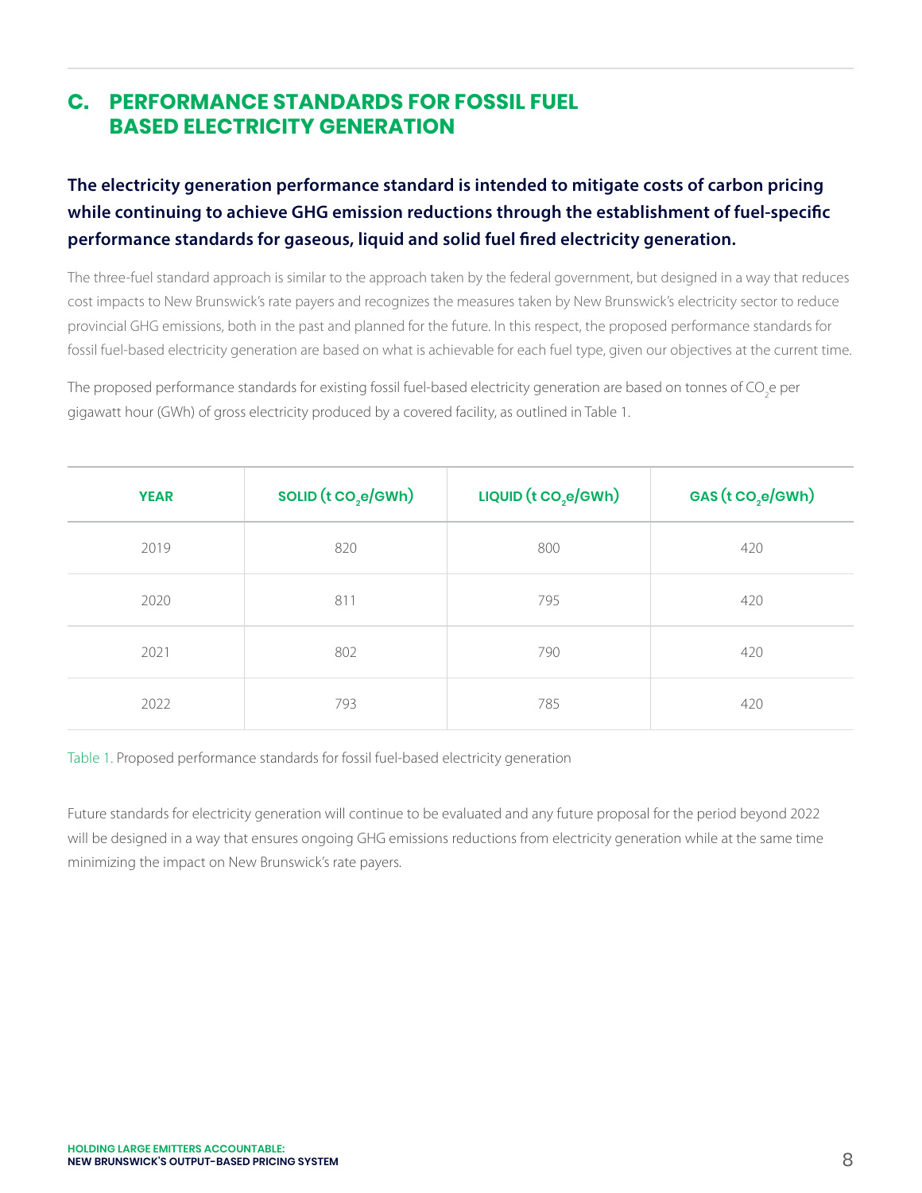## C. PERFORMANCE STANDARDS FOR FOSSIL FUEL BASED ELECTRICITY GENERATION

**The electricity generation performance standard is intended to mitigate costs of carbon pricing while continuing to achieve GHG emission reductions through the establishment of fuel-specific performance standards for gaseous, liquid and solid fuel fired electricity generation.**

The three-fuel standard approach is similar to the approach taken by the federal government, but designed in a way that reduces cost impacts to New Brunswick's rate payers and recognizes the measures taken by New Brunswick's electricity sector to reduce provincial GHG emissions, both in the past and planned for the future. In this respect, the proposed performance standards for fossil fuel-based electricity generation are based on what is achievable for each fuel type, given our objectives at the current time.

The proposed performance standards for existing fossil fuel-based electricity generation are based on tonnes of $CO_2$e per gigawatt hour (GWh) of gross electricity produced by a covered facility, as outlined in Table 1.

| YEAR | SOLID (t $CO_2$e/GWh) | LIQUID (t $CO_2$e/GWh) | GAS (t $CO_2$e/GWh) |
|---|---|---|---|
| 2019 | 820 | 800 | 420 |
| 2020 | 811 | 795 | 420 |
| 2021 | 802 | 790 | 420 |
| 2022 | 793 | 785 | 420 |

Table 1. Proposed performance standards for fossil fuel-based electricity generation

Future standards for electricity generation will continue to be evaluated and any future proposal for the period beyond 2022 will be designed in a way that ensures ongoing GHG emissions reductions from electricity generation while at the same time minimizing the impact on New Brunswick's rate payers.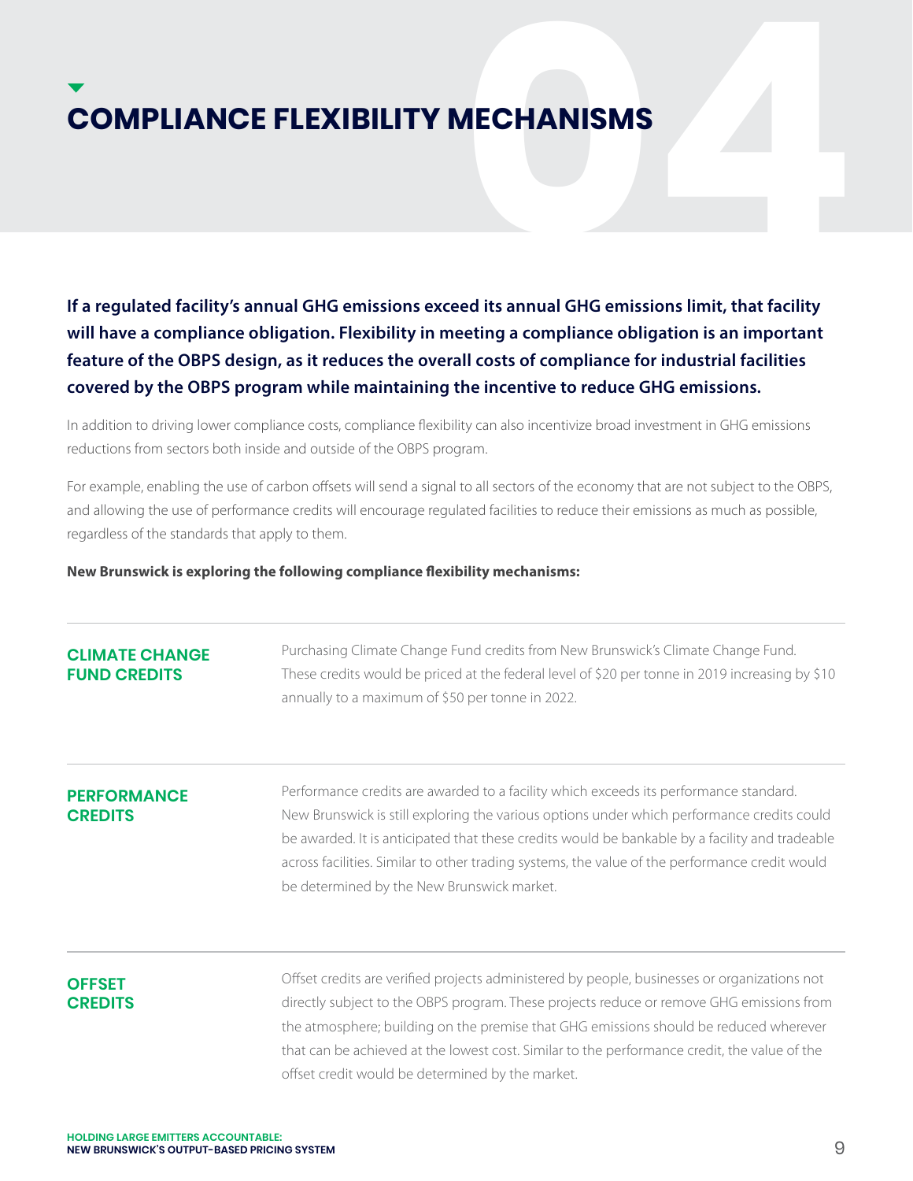# COMPLIANCE FLEXIBILITY MECHANISMS

**If a regulated facility's annual GHG emissions exceed its annual GHG emissions limit, that facility will have a compliance obligation. Flexibility in meeting a compliance obligation is an important feature of the OBPS design, as it reduces the overall costs of compliance for industrial facilities covered by the OBPS program while maintaining the incentive to reduce GHG emissions.**

In addition to driving lower compliance costs, compliance flexibility can also incentivize broad investment in GHG emissions reductions from sectors both inside and outside of the OBPS program.

For example, enabling the use of carbon offsets will send a signal to all sectors of the economy that are not subject to the OBPS, and allowing the use of performance credits will encourage regulated facilities to reduce their emissions as much as possible, regardless of the standards that apply to them.

**New Brunswick is exploring the following compliance flexibility mechanisms:**

### CLIMATE CHANGE FUND CREDITS

Purchasing Climate Change Fund credits from New Brunswick's Climate Change Fund. These credits would be priced at the federal level of $20 per tonne in 2019 increasing by $10 annually to a maximum of $50 per tonne in 2022.

### PERFORMANCE CREDITS

Performance credits are awarded to a facility which exceeds its performance standard. New Brunswick is still exploring the various options under which performance credits could be awarded. It is anticipated that these credits would be bankable by a facility and tradeable across facilities. Similar to other trading systems, the value of the performance credit would be determined by the New Brunswick market.

### OFFSET CREDITS

Offset credits are verified projects administered by people, businesses or organizations not directly subject to the OBPS program. These projects reduce or remove GHG emissions from the atmosphere; building on the premise that GHG emissions should be reduced wherever that can be achieved at the lowest cost. Similar to the performance credit, the value of the offset credit would be determined by the market.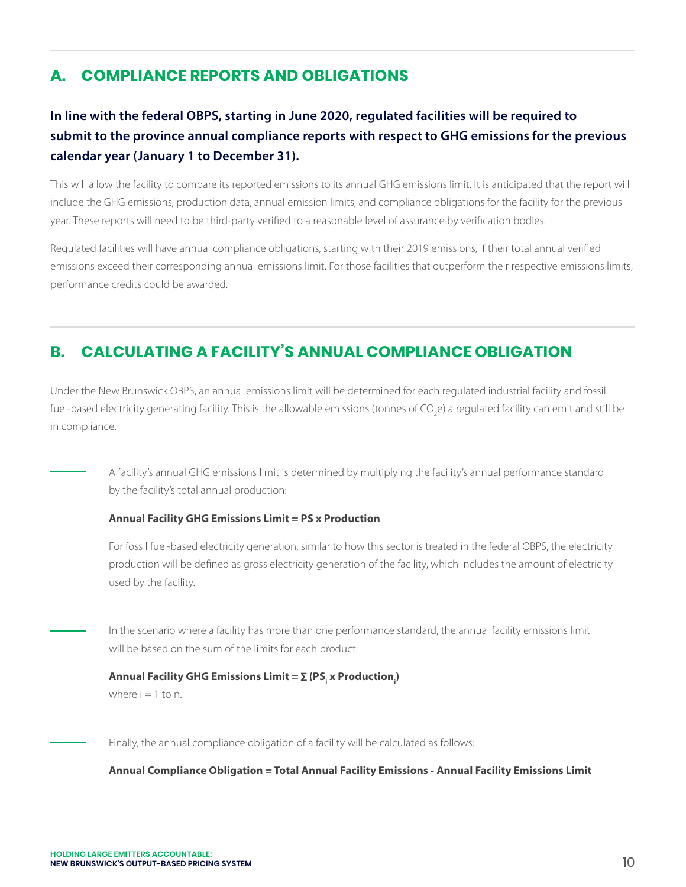## A. COMPLIANCE REPORTS AND OBLIGATIONS

**In line with the federal OBPS, starting in June 2020, regulated facilities will be required to submit to the province annual compliance reports with respect to GHG emissions for the previous calendar year (January 1 to December 31).**

This will allow the facility to compare its reported emissions to its annual GHG emissions limit. It is anticipated that the report will include the GHG emissions, production data, annual emission limits, and compliance obligations for the facility for the previous year. These reports will need to be third-party verified to a reasonable level of assurance by verification bodies.

Regulated facilities will have annual compliance obligations, starting with their 2019 emissions, if their total annual verified emissions exceed their corresponding annual emissions limit. For those facilities that outperform their respective emissions limits, performance credits could be awarded.

## B. CALCULATING A FACILITY'S ANNUAL COMPLIANCE OBLIGATION

Under the New Brunswick OBPS, an annual emissions limit will be determined for each regulated industrial facility and fossil fuel-based electricity generating facility. This is the allowable emissions (tonnes of $CO_2e$) a regulated facility can emit and still be in compliance.

A facility's annual GHG emissions limit is determined by multiplying the facility's annual performance standard by the facility's total annual production:

**Annual Facility GHG Emissions Limit = PS x Production**

For fossil fuel-based electricity generation, similar to how this sector is treated in the federal OBPS, the electricity production will be defined as gross electricity generation of the facility, which includes the amount of electricity used by the facility.

In the scenario where a facility has more than one performance standard, the annual facility emissions limit will be based on the sum of the limits for each product:

**Annual Facility GHG Emissions Limit = $\sum (PS_i \times Production_i)$**
where $i = 1$ to $n$.

Finally, the annual compliance obligation of a facility will be calculated as follows:

**Annual Compliance Obligation = Total Annual Facility Emissions - Annual Facility Emissions Limit**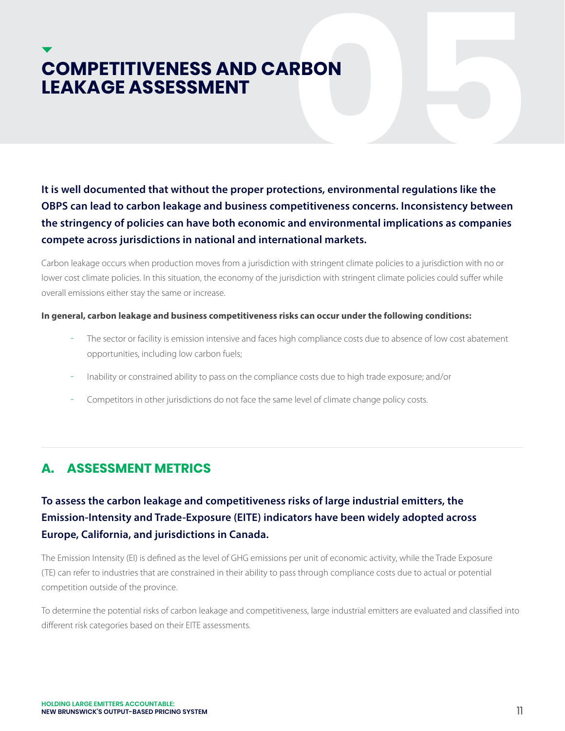# COMPETITIVENESS AND CARBON LEAKAGE ASSESSMENT

**It is well documented that without the proper protections, environmental regulations like the OBPS can lead to carbon leakage and business competitiveness concerns. Inconsistency between the stringency of policies can have both economic and environmental implications as companies compete across jurisdictions in national and international markets.**

Carbon leakage occurs when production moves from a jurisdiction with stringent climate policies to a jurisdiction with no or lower cost climate policies. In this situation, the economy of the jurisdiction with stringent climate policies could suffer while overall emissions either stay the same or increase.

**In general, carbon leakage and business competitiveness risks can occur under the following conditions:**

- The sector or facility is emission intensive and faces high compliance costs due to absence of low cost abatement opportunities, including low carbon fuels;
- Inability or constrained ability to pass on the compliance costs due to high trade exposure; and/or
- Competitors in other jurisdictions do not face the same level of climate change policy costs.

## A. ASSESSMENT METRICS

**To assess the carbon leakage and competitiveness risks of large industrial emitters, the Emission-Intensity and Trade-Exposure (EITE) indicators have been widely adopted across Europe, California, and jurisdictions in Canada.**

The Emission Intensity (EI) is defined as the level of GHG emissions per unit of economic activity, while the Trade Exposure (TE) can refer to industries that are constrained in their ability to pass through compliance costs due to actual or potential competition outside of the province.

To determine the potential risks of carbon leakage and competitiveness, large industrial emitters are evaluated and classified into different risk categories based on their EITE assessments.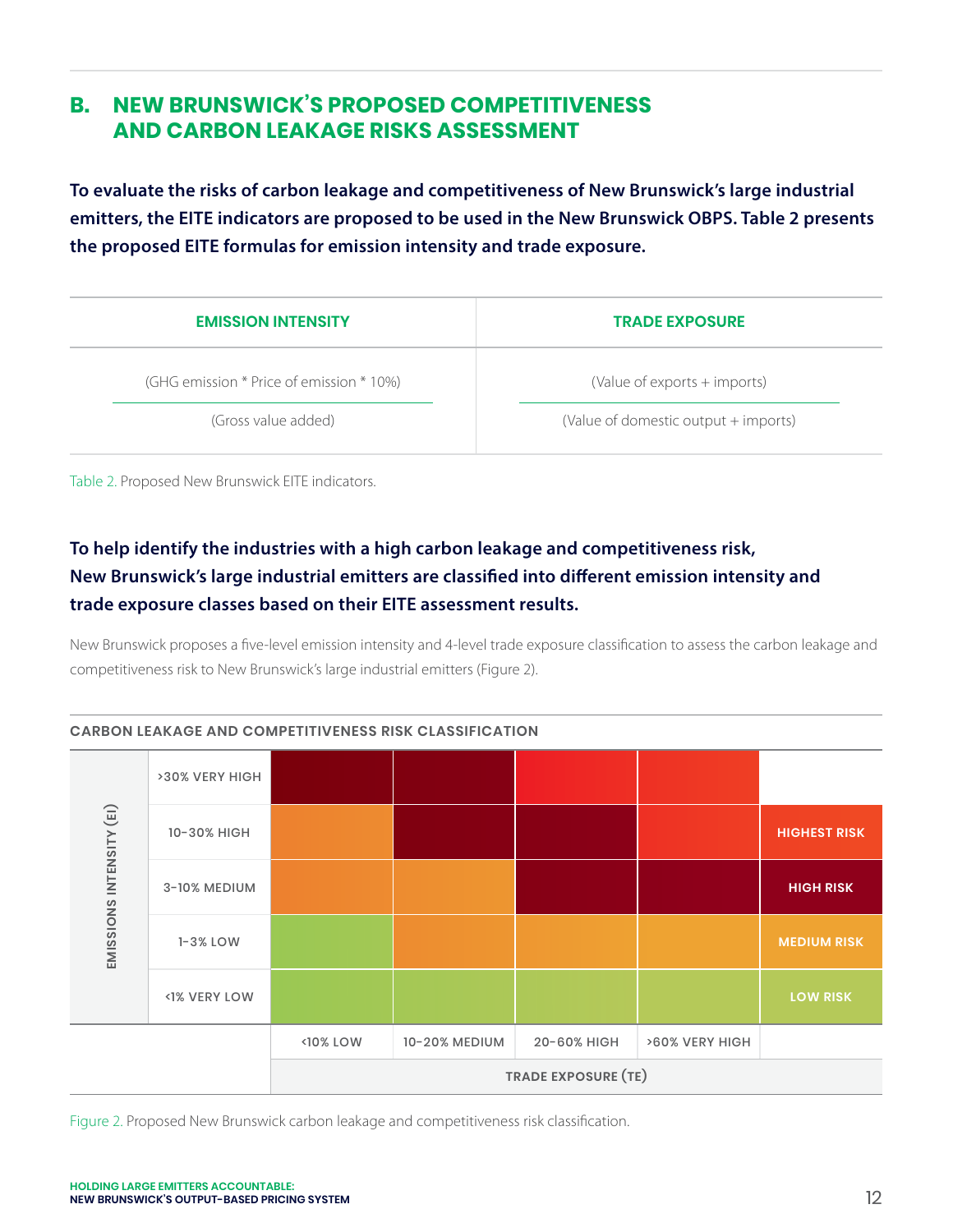## B. NEW BRUNSWICK'S PROPOSED COMPETITIVENESS AND CARBON LEAKAGE RISKS ASSESSMENT

**To evaluate the risks of carbon leakage and competitiveness of New Brunswick's large industrial emitters, the EITE indicators are proposed to be used in the New Brunswick OBPS. Table 2 presents the proposed EITE formulas for emission intensity and trade exposure.**

| EMISSION INTENSITY | TRADE EXPOSURE |
|---|---|
| $\dfrac{\text{(GHG emission * Price of emission * 10\%)}}{\text{(Gross value added)}}$ | $\dfrac{\text{(Value of exports + imports)}}{\text{(Value of domestic output + imports)}}$ |

Table 2. Proposed New Brunswick EITE indicators.

**To help identify the industries with a high carbon leakage and competitiveness risk, New Brunswick's large industrial emitters are classified into different emission intensity and trade exposure classes based on their EITE assessment results.**

New Brunswick proposes a five-level emission intensity and 4-level trade exposure classification to assess the carbon leakage and competitiveness risk to New Brunswick's large industrial emitters (Figure 2).

**CARBON LEAKAGE AND COMPETITIVENESS RISK CLASSIFICATION**

| EMISSIONS INTENSITY (EI) | <10% LOW | 10-20% MEDIUM | 20-60% HIGH | >60% VERY HIGH |
|---|---|---|---|---|
| >30% VERY HIGH | High risk | High risk | Highest risk | Highest risk |
| 10-30% HIGH | Medium risk | High risk | High risk | Highest risk |
| 3-10% MEDIUM | Medium risk | Medium risk | High risk | High risk |
| 1-3% LOW | Low risk | Medium risk | Medium risk | Medium risk |
| <1% VERY LOW | Low risk | Low risk | Low risk | Low risk |

TRADE EXPOSURE (TE)

Legend: HIGHEST RISK, HIGH RISK, MEDIUM RISK, LOW RISK

Figure 2. Proposed New Brunswick carbon leakage and competitiveness risk classification.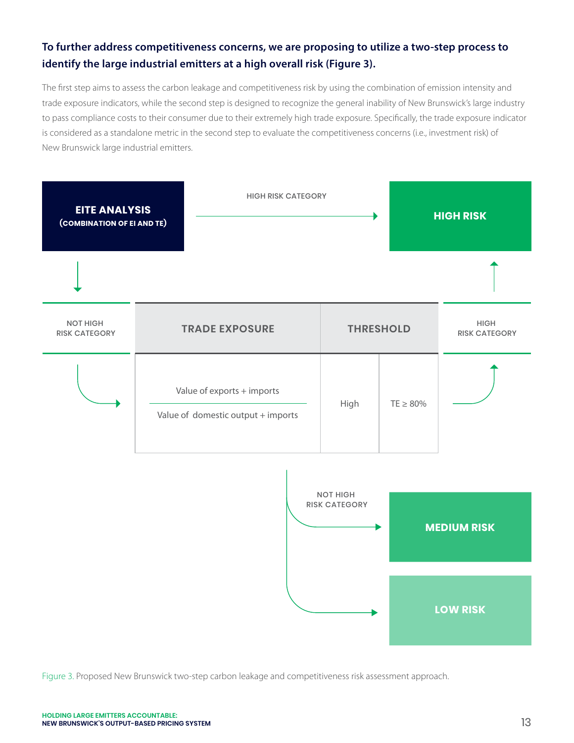**To further address competitiveness concerns, we are proposing to utilize a two-step process to identify the large industrial emitters at a high overall risk (Figure 3).**

The first step aims to assess the carbon leakage and competitiveness risk by using the combination of emission intensity and trade exposure indicators, while the second step is designed to recognize the general inability of New Brunswick's large industry to pass compliance costs to their consumer due to their extremely high trade exposure. Specifically, the trade exposure indicator is considered as a standalone metric in the second step to evaluate the competitiveness concerns (i.e., investment risk) of New Brunswick large industrial emitters.

**EITE ANALYSIS (COMBINATION OF EI AND TE)**

- HIGH RISK CATEGORY → **HIGH RISK**
- NOT HIGH RISK CATEGORY →

| TRADE EXPOSURE | THRESHOLD | |
|---|---|---|
| $\frac{\text{Value of exports + imports}}{\text{Value of domestic output + imports}}$ | High | TE ≥ 80% |

- HIGH RISK CATEGORY → **HIGH RISK**
- NOT HIGH RISK CATEGORY → **MEDIUM RISK** / **LOW RISK**

Figure 3. Proposed New Brunswick two-step carbon leakage and competitiveness risk assessment approach.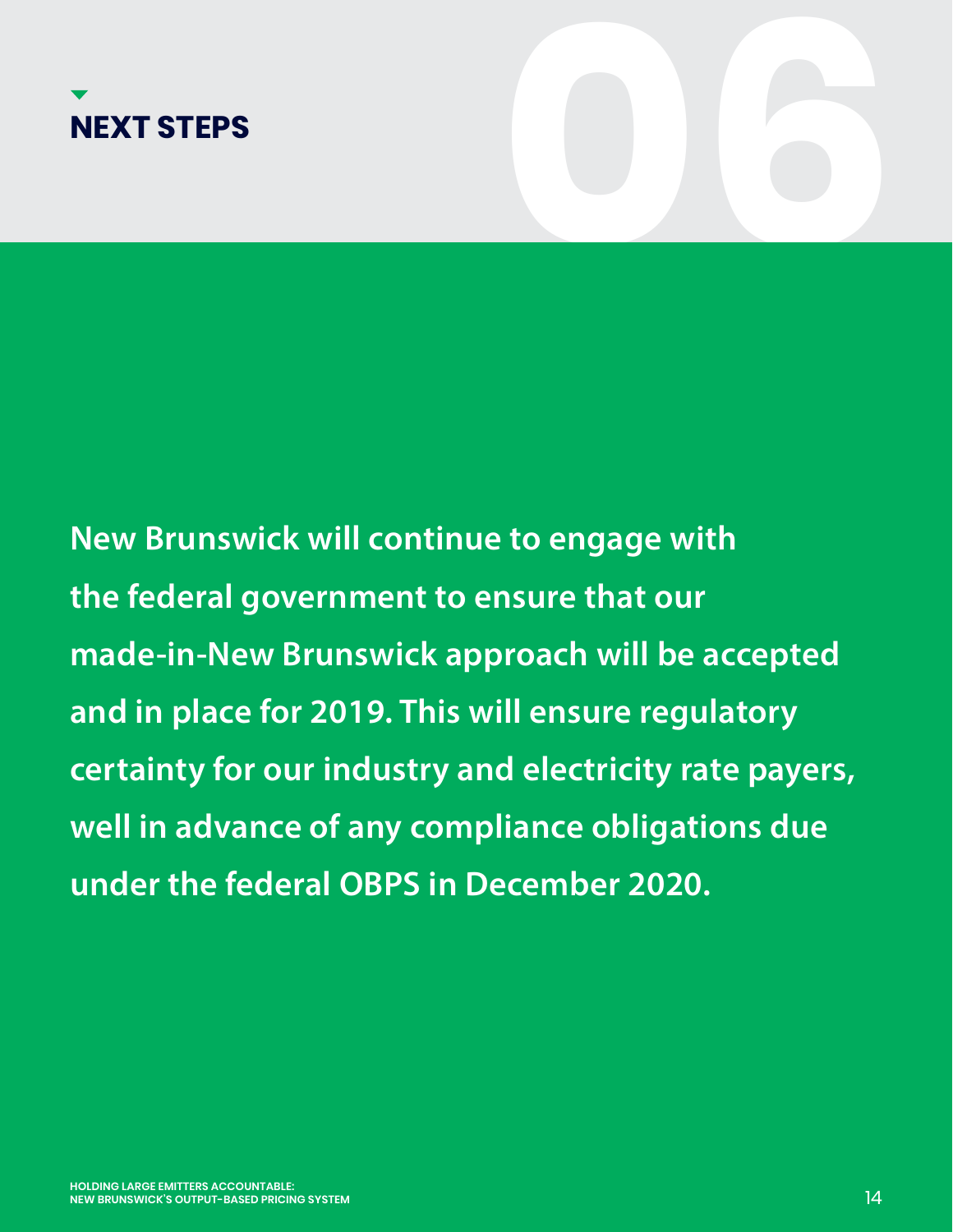## 06 NEXT STEPS

**New Brunswick will continue to engage with the federal government to ensure that our made-in-New Brunswick approach will be accepted and in place for 2019. This will ensure regulatory certainty for our industry and electricity rate payers, well in advance of any compliance obligations due under the federal OBPS in December 2020.**